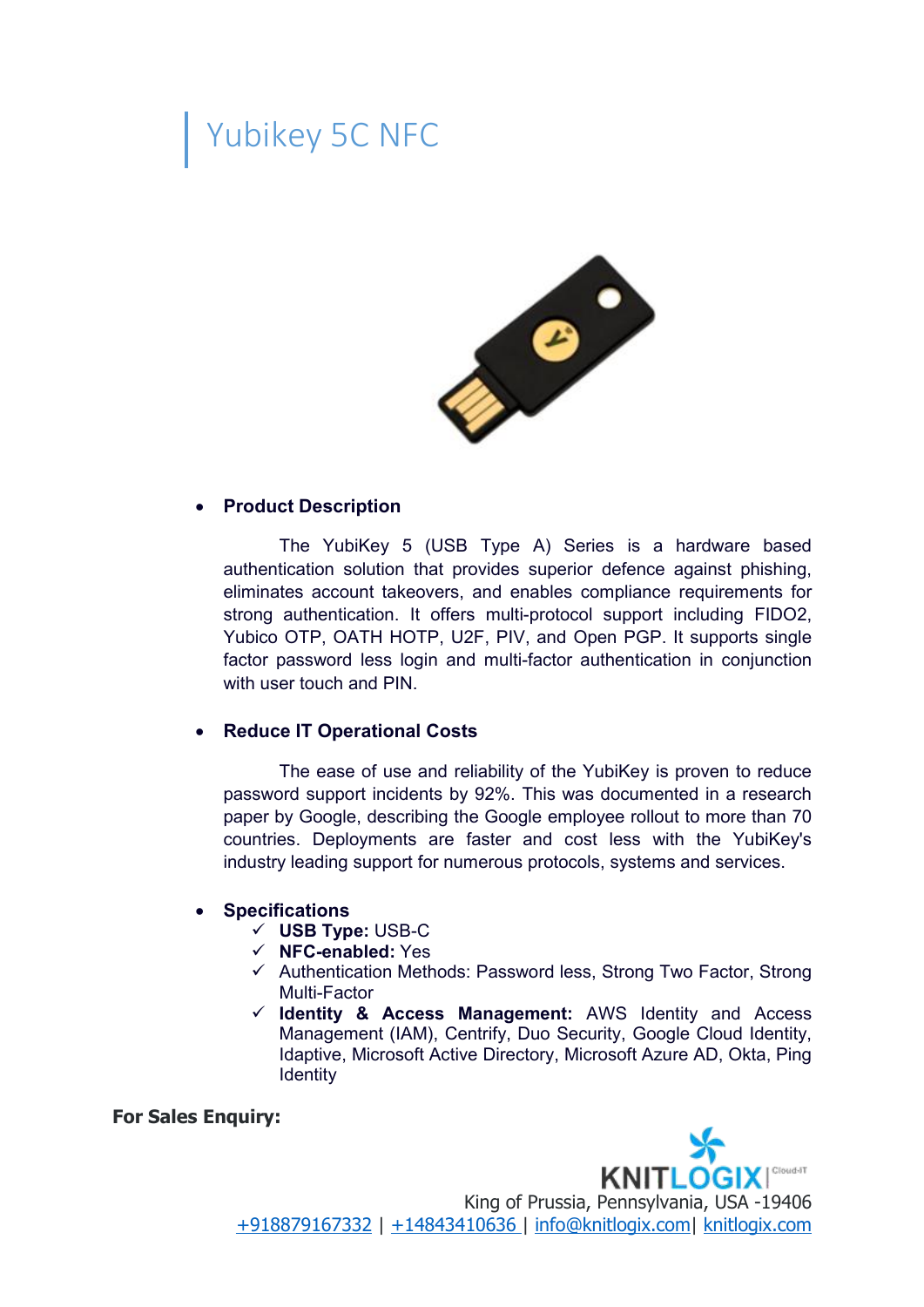# Yubikey 5C NFC

- **Product Description**

  The YubiKey 5 (USB Type A) Series is a hardware based authentication solution that provides superior defence against phishing, eliminates account takeovers, and enables compliance requirements for strong authentication. It offers multi-protocol support including FIDO2, Yubico OTP, OATH HOTP, U2F, PIV, and Open PGP. It supports single factor password less login and multi-factor authentication in conjunction with user touch and PIN.

- **Reduce IT Operational Costs**

  The ease of use and reliability of the YubiKey is proven to reduce password support incidents by 92%. This was documented in a research paper by Google, describing the Google employee rollout to more than 70 countries. Deployments are faster and cost less with the YubiKey's industry leading support for numerous protocols, systems and services.

- **Specifications**
  - ✓ **USB Type:** USB-C
  - ✓ **NFC-enabled:** Yes
  - ✓ Authentication Methods: Password less, Strong Two Factor, Strong Multi-Factor
  - ✓ **Identity & Access Management:** AWS Identity and Access Management (IAM), Centrify, Duo Security, Google Cloud Identity, Idaptive, Microsoft Active Directory, Microsoft Azure AD, Okta, Ping Identity

**For Sales Enquiry:**

KNITLOGIX | Cloud-IT

King of Prussia, Pennsylvania, USA -19406

+918879167332 | +14843410636 | info@knitlogix.com| knitlogix.com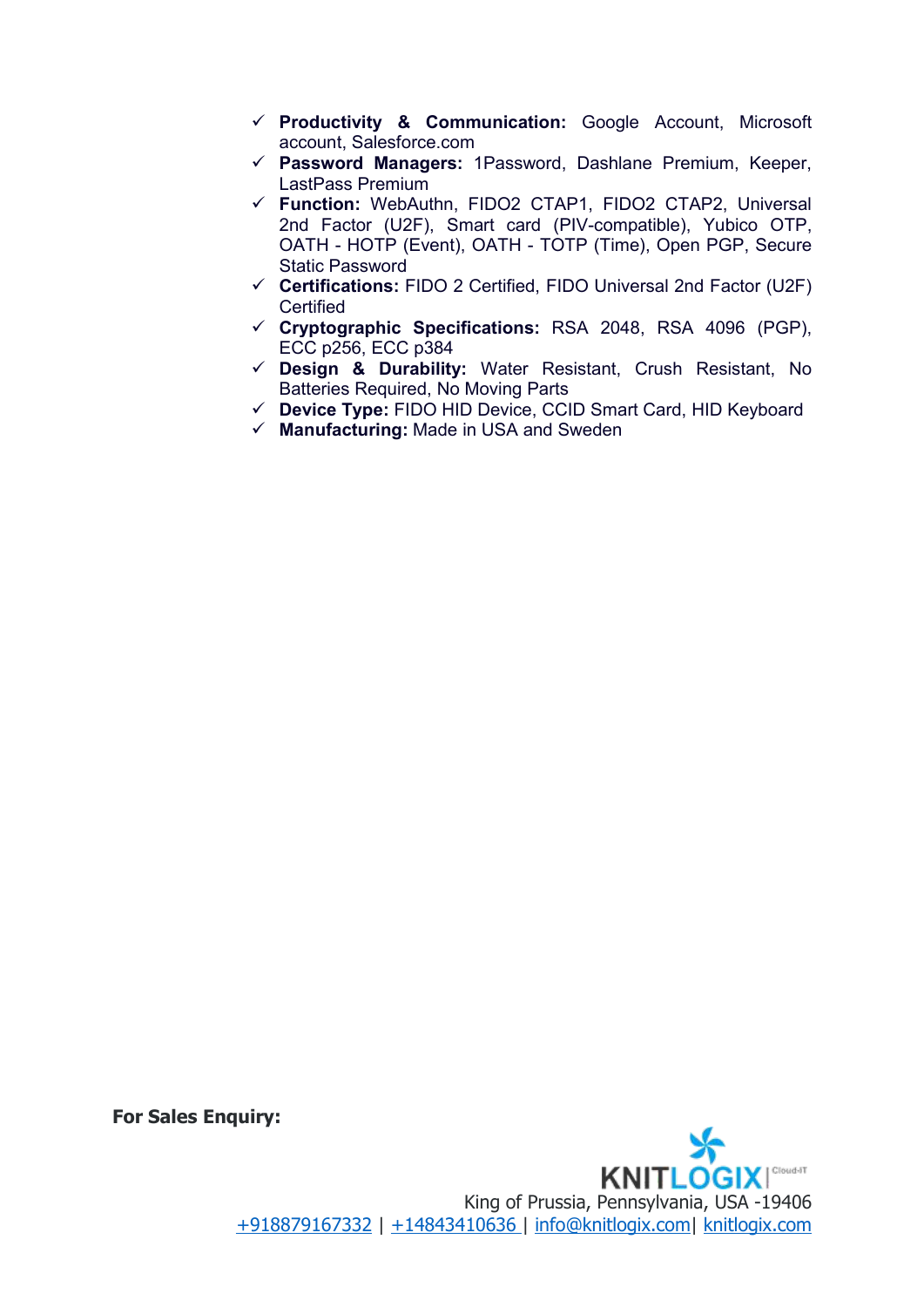- ✓ **Productivity & Communication:** Google Account, Microsoft account, Salesforce.com
- ✓ **Password Managers:** 1Password, Dashlane Premium, Keeper, LastPass Premium
- ✓ **Function:** WebAuthn, FIDO2 CTAP1, FIDO2 CTAP2, Universal 2nd Factor (U2F), Smart card (PIV-compatible), Yubico OTP, OATH - HOTP (Event), OATH - TOTP (Time), Open PGP, Secure Static Password
- ✓ **Certifications:** FIDO 2 Certified, FIDO Universal 2nd Factor (U2F) Certified
- ✓ **Cryptographic Specifications:** RSA 2048, RSA 4096 (PGP), ECC p256, ECC p384
- ✓ **Design & Durability:** Water Resistant, Crush Resistant, No Batteries Required, No Moving Parts
- ✓ **Device Type:** FIDO HID Device, CCID Smart Card, HID Keyboard
- ✓ **Manufacturing:** Made in USA and Sweden

**For Sales Enquiry:**

KNITLOGIX | Cloud-IT

King of Prussia, Pennsylvania, USA -19406

+918879167332 | +14843410636 | info@knitlogix.com | knitlogix.com